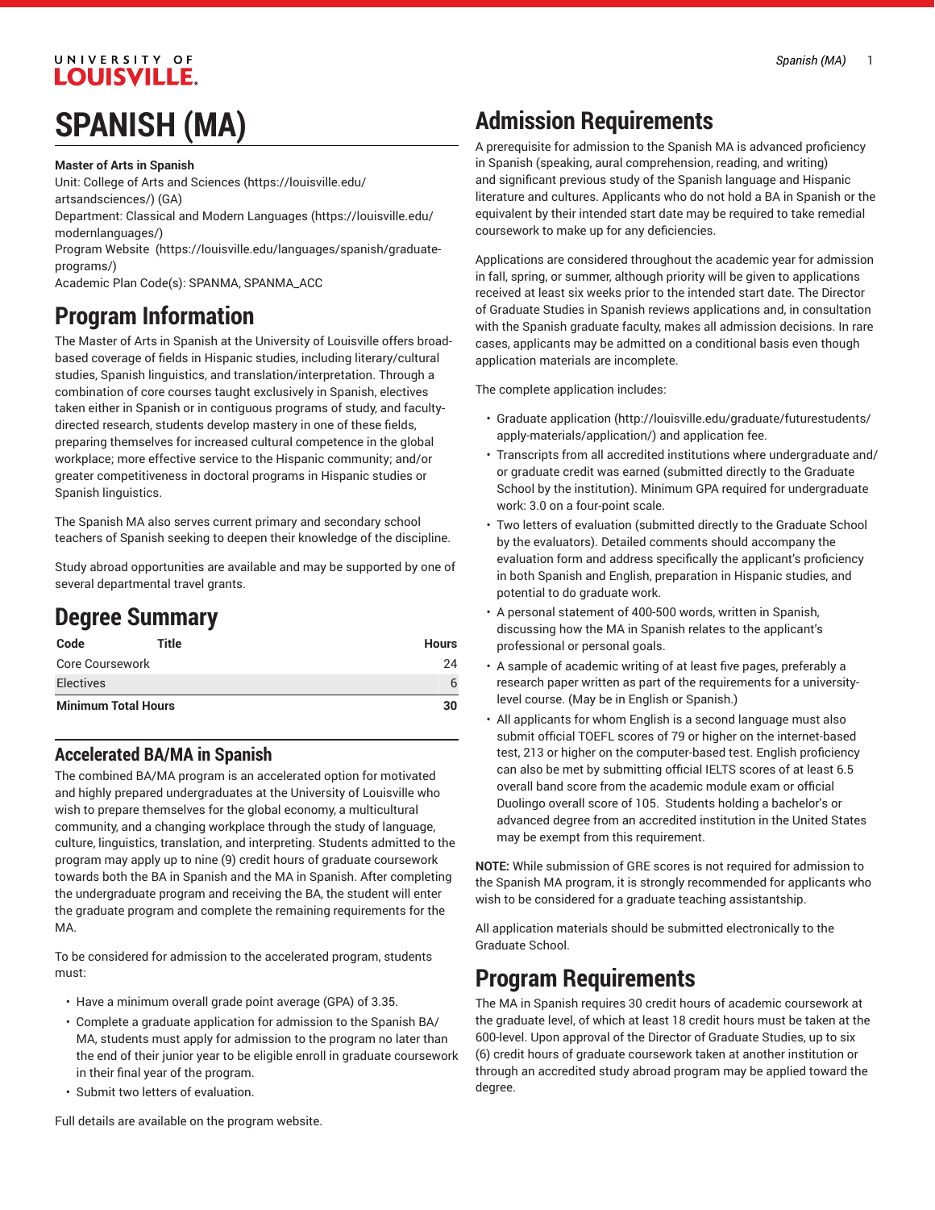# SPANISH (MA)

**Master of Arts in Spanish**

Unit: College of Arts and Sciences (https://louisville.edu/artsandsciences/) (GA)
Department: Classical and Modern Languages (https://louisville.edu/modernlanguages/)
Program Website (https://louisville.edu/languages/spanish/graduate-programs/)
Academic Plan Code(s): SPANMA, SPANMA_ACC

# Program Information

The Master of Arts in Spanish at the University of Louisville offers broad-based coverage of fields in Hispanic studies, including literary/cultural studies, Spanish linguistics, and translation/interpretation. Through a combination of core courses taught exclusively in Spanish, electives taken either in Spanish or in contiguous programs of study, and faculty-directed research, students develop mastery in one of these fields, preparing themselves for increased cultural competence in the global workplace; more effective service to the Hispanic community; and/or greater competitiveness in doctoral programs in Hispanic studies or Spanish linguistics.

The Spanish MA also serves current primary and secondary school teachers of Spanish seeking to deepen their knowledge of the discipline.

Study abroad opportunities are available and may be supported by one of several departmental travel grants.

# Degree Summary

| Code | Title | Hours |
|---|---|---|
| Core Coursework | | 24 |
| Electives | | 6 |
| **Minimum Total Hours** | | **30** |

## Accelerated BA/MA in Spanish

The combined BA/MA program is an accelerated option for motivated and highly prepared undergraduates at the University of Louisville who wish to prepare themselves for the global economy, a multicultural community, and a changing workplace through the study of language, culture, linguistics, translation, and interpreting. Students admitted to the program may apply up to nine (9) credit hours of graduate coursework towards both the BA in Spanish and the MA in Spanish. After completing the undergraduate program and receiving the BA, the student will enter the graduate program and complete the remaining requirements for the MA.

To be considered for admission to the accelerated program, students must:

- Have a minimum overall grade point average (GPA) of 3.35.
- Complete a graduate application for admission to the Spanish BA/MA, students must apply for admission to the program no later than the end of their junior year to be eligible enroll in graduate coursework in their final year of the program.
- Submit two letters of evaluation.

Full details are available on the program website.

# Admission Requirements

A prerequisite for admission to the Spanish MA is advanced proficiency in Spanish (speaking, aural comprehension, reading, and writing) and significant previous study of the Spanish language and Hispanic literature and cultures. Applicants who do not hold a BA in Spanish or the equivalent by their intended start date may be required to take remedial coursework to make up for any deficiencies.

Applications are considered throughout the academic year for admission in fall, spring, or summer, although priority will be given to applications received at least six weeks prior to the intended start date. The Director of Graduate Studies in Spanish reviews applications and, in consultation with the Spanish graduate faculty, makes all admission decisions. In rare cases, applicants may be admitted on a conditional basis even though application materials are incomplete.

The complete application includes:

- Graduate application (http://louisville.edu/graduate/futurestudents/apply-materials/application/) and application fee.
- Transcripts from all accredited institutions where undergraduate and/or graduate credit was earned (submitted directly to the Graduate School by the institution). Minimum GPA required for undergraduate work: 3.0 on a four-point scale.
- Two letters of evaluation (submitted directly to the Graduate School by the evaluators). Detailed comments should accompany the evaluation form and address specifically the applicant's proficiency in both Spanish and English, preparation in Hispanic studies, and potential to do graduate work.
- A personal statement of 400-500 words, written in Spanish, discussing how the MA in Spanish relates to the applicant's professional or personal goals.
- A sample of academic writing of at least five pages, preferably a research paper written as part of the requirements for a university-level course. (May be in English or Spanish.)
- All applicants for whom English is a second language must also submit official TOEFL scores of 79 or higher on the internet-based test, 213 or higher on the computer-based test. English proficiency can also be met by submitting official IELTS scores of at least 6.5 overall band score from the academic module exam or official Duolingo overall score of 105. Students holding a bachelor's or advanced degree from an accredited institution in the United States may be exempt from this requirement.

**NOTE:** While submission of GRE scores is not required for admission to the Spanish MA program, it is strongly recommended for applicants who wish to be considered for a graduate teaching assistantship.

All application materials should be submitted electronically to the Graduate School.

# Program Requirements

The MA in Spanish requires 30 credit hours of academic coursework at the graduate level, of which at least 18 credit hours must be taken at the 600-level. Upon approval of the Director of Graduate Studies, up to six (6) credit hours of graduate coursework taken at another institution or through an accredited study abroad program may be applied toward the degree.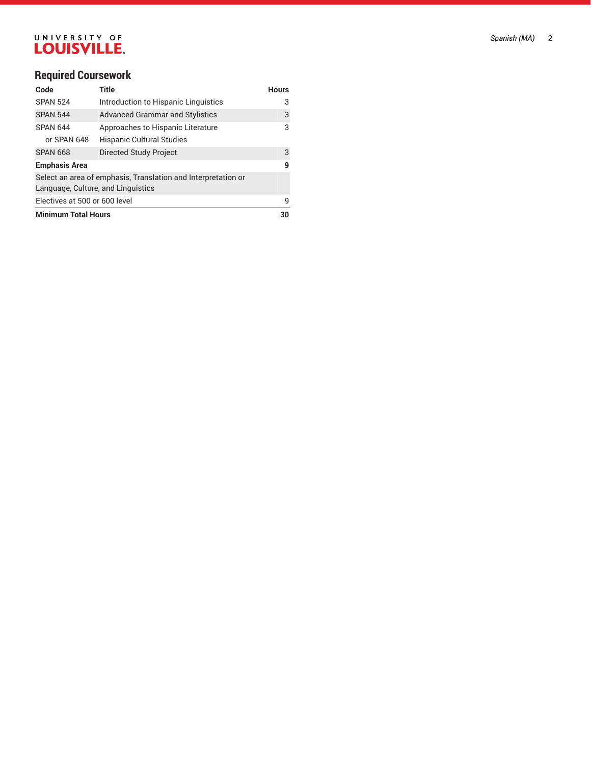## Required Coursework

| Code | Title | Hours |
|---|---|---|
| SPAN 524 | Introduction to Hispanic Linguistics | 3 |
| SPAN 544 | Advanced Grammar and Stylistics | 3 |
| SPAN 644 | Approaches to Hispanic Literature | 3 |
| or SPAN 648 | Hispanic Cultural Studies | |
| SPAN 668 | Directed Study Project | 3 |
| **Emphasis Area** | | **9** |
| Select an area of emphasis, Translation and Interpretation or Language, Culture, and Linguistics | | |
| Electives at 500 or 600 level | | 9 |
| **Minimum Total Hours** | | **30** |